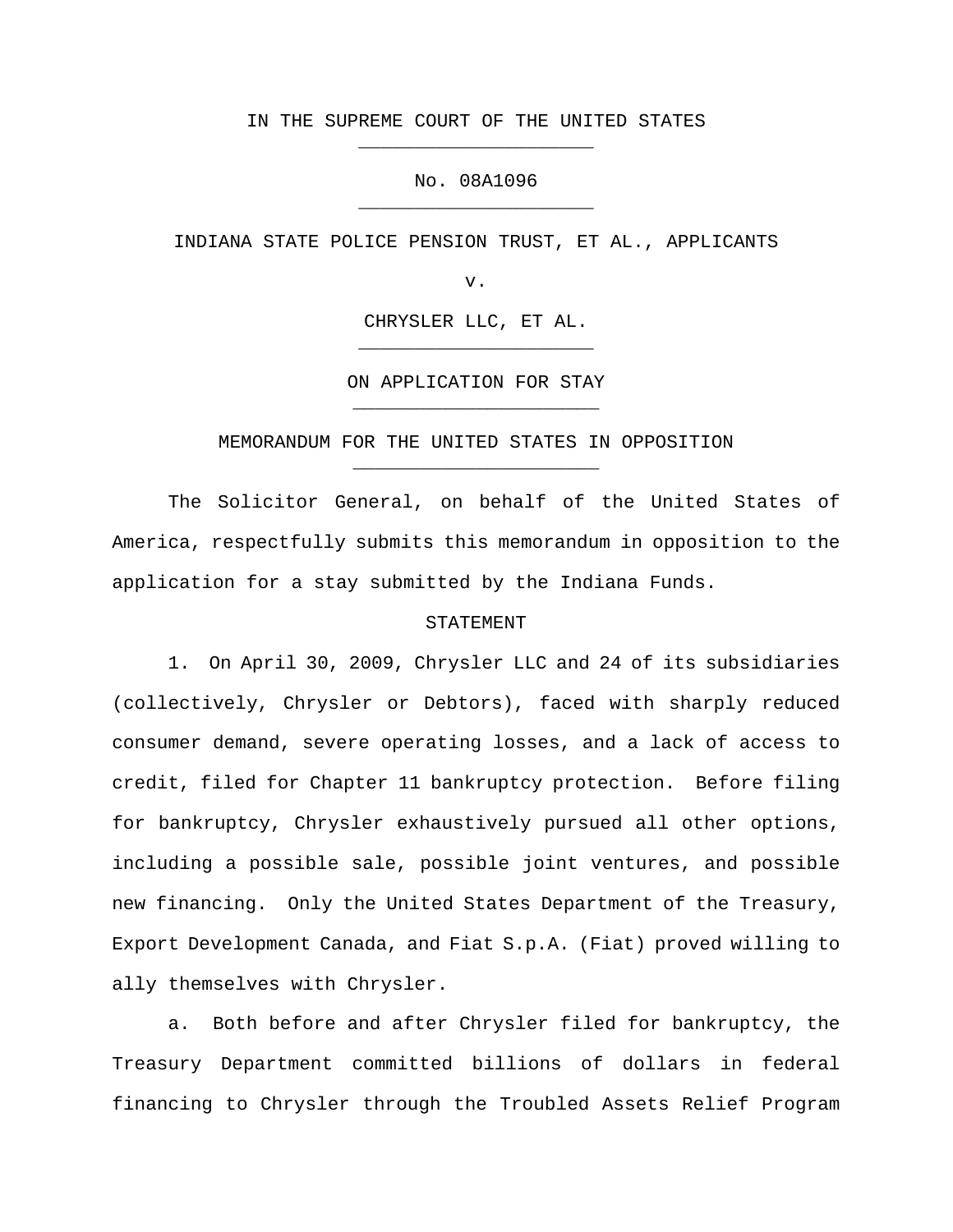IN THE SUPREME COURT OF THE UNITED STATES

No. 08A1096

INDIANA STATE POLICE PENSION TRUST, ET AL., APPLICANTS

v.

CHRYSLER LLC, ET AL.

ON APPLICATION FOR STAY

MEMORANDUM FOR THE UNITED STATES IN OPPOSITION

The Solicitor General, on behalf of the United States of America, respectfully submits this memorandum in opposition to the application for a stay submitted by the Indiana Funds.

## STATEMENT

1. On April 30, 2009, Chrysler LLC and 24 of its subsidiaries (collectively, Chrysler or Debtors), faced with sharply reduced consumer demand, severe operating losses, and a lack of access to credit, filed for Chapter 11 bankruptcy protection. Before filing for bankruptcy, Chrysler exhaustively pursued all other options, including a possible sale, possible joint ventures, and possible new financing. Only the United States Department of the Treasury, Export Development Canada, and Fiat S.p.A. (Fiat) proved willing to ally themselves with Chrysler.

a. Both before and after Chrysler filed for bankruptcy, the Treasury Department committed billions of dollars in federal financing to Chrysler through the Troubled Assets Relief Program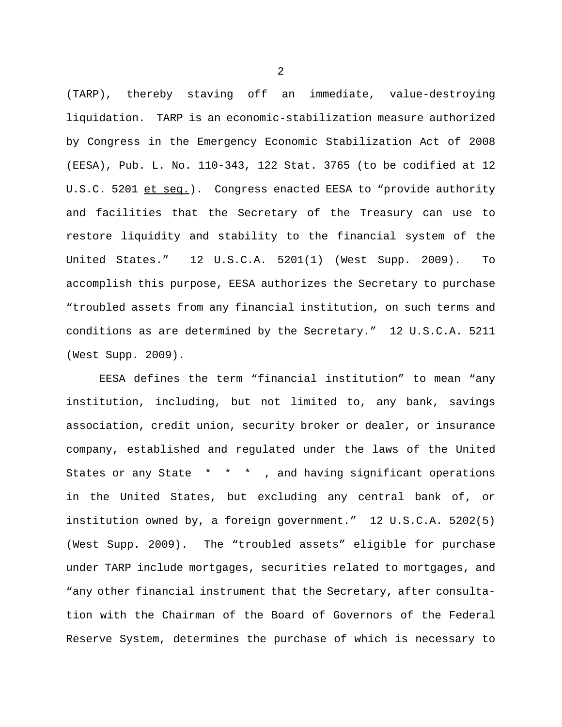(TARP), thereby staving off an immediate, value-destroying liquidation. TARP is an economic-stabilization measure authorized by Congress in the Emergency Economic Stabilization Act of 2008 (EESA), Pub. L. No. 110-343, 122 Stat. 3765 (to be codified at 12 U.S.C. 5201 <u>et seq.</u>). Congress enacted EESA to "provide authority and facilities that the Secretary of the Treasury can use to restore liquidity and stability to the financial system of the United States." 12 U.S.C.A. 5201(1) (West Supp. 2009). To accomplish this purpose, EESA authorizes the Secretary to purchase "troubled assets from any financial institution, on such terms and conditions as are determined by the Secretary." 12 U.S.C.A. 5211 (West Supp. 2009).

EESA defines the term "financial institution" to mean "any institution, including, but not limited to, any bank, savings association, credit union, security broker or dealer, or insurance company, established and regulated under the laws of the United States or any State * * * , and having significant operations in the United States, but excluding any central bank of, or institution owned by, a foreign government." 12 U.S.C.A. 5202(5) (West Supp. 2009). The "troubled assets" eligible for purchase under TARP include mortgages, securities related to mortgages, and "any other financial instrument that the Secretary, after consultation with the Chairman of the Board of Governors of the Federal Reserve System, determines the purchase of which is necessary to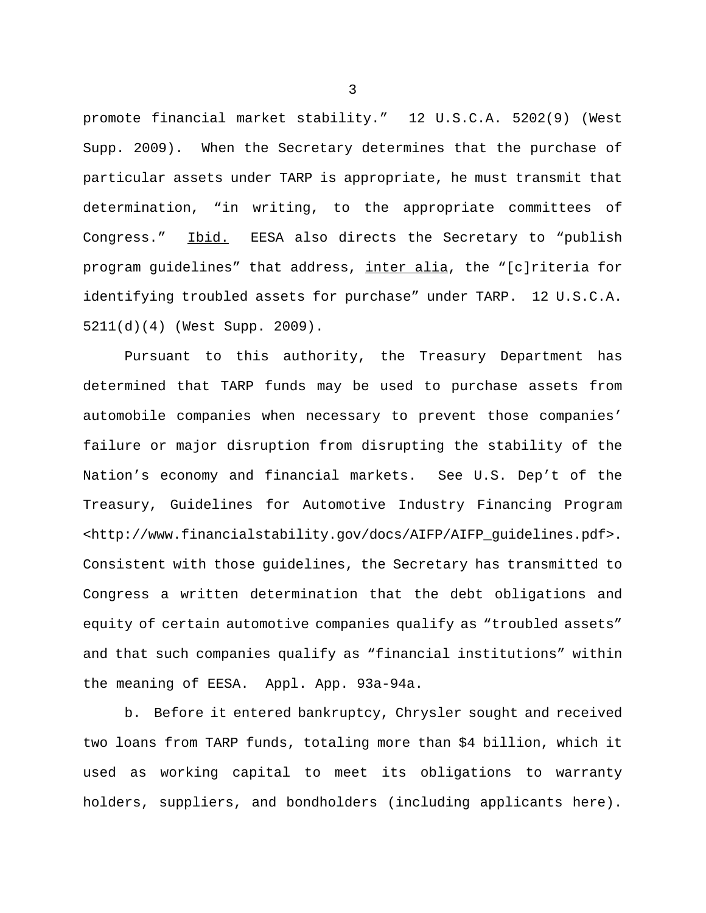promote financial market stability." 12 U.S.C.A. 5202(9) (West Supp. 2009). When the Secretary determines that the purchase of particular assets under TARP is appropriate, he must transmit that determination, "in writing, to the appropriate committees of Congress." Ibid. EESA also directs the Secretary to "publish program guidelines" that address, *inter alia*, the "[c]riteria for identifying troubled assets for purchase" under TARP. 12 U.S.C.A. 5211(d)(4) (West Supp. 2009).

Pursuant to this authority, the Treasury Department has determined that TARP funds may be used to purchase assets from automobile companies when necessary to prevent those companies' failure or major disruption from disrupting the stability of the Nation's economy and financial markets. See U.S. Dep't of the Treasury, Guidelines for Automotive Industry Financing Program <http://www.financialstability.gov/docs/AIFP/AIFP_guidelines.pdf>. Consistent with those guidelines, the Secretary has transmitted to Congress a written determination that the debt obligations and equity of certain automotive companies qualify as "troubled assets" and that such companies qualify as "financial institutions" within the meaning of EESA. Appl. App. 93a-94a.

b. Before it entered bankruptcy, Chrysler sought and received two loans from TARP funds, totaling more than $4 billion, which it used as working capital to meet its obligations to warranty holders, suppliers, and bondholders (including applicants here).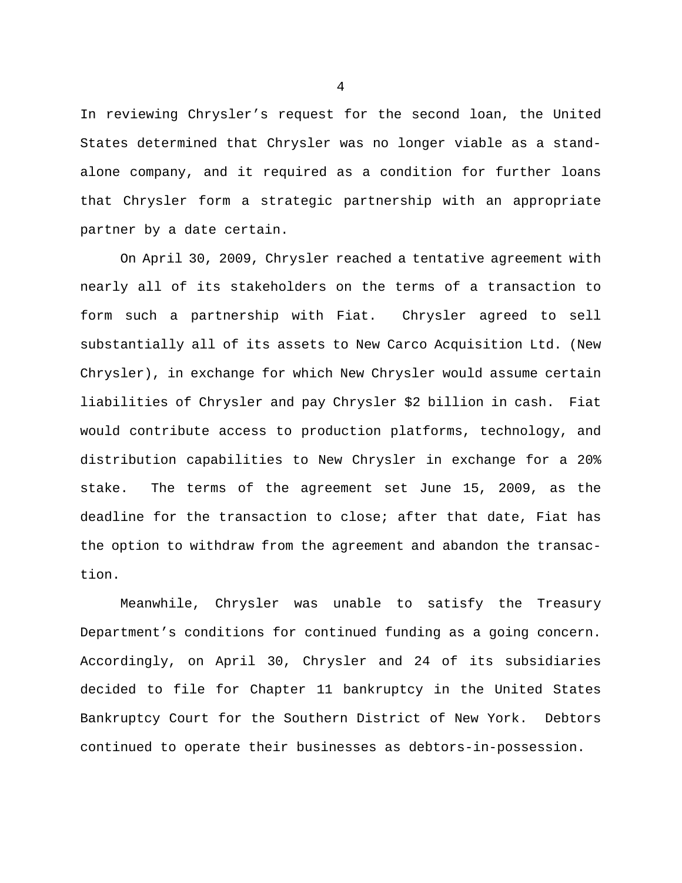In reviewing Chrysler's request for the second loan, the United States determined that Chrysler was no longer viable as a stand-alone company, and it required as a condition for further loans that Chrysler form a strategic partnership with an appropriate partner by a date certain.

On April 30, 2009, Chrysler reached a tentative agreement with nearly all of its stakeholders on the terms of a transaction to form such a partnership with Fiat. Chrysler agreed to sell substantially all of its assets to New Carco Acquisition Ltd. (New Chrysler), in exchange for which New Chrysler would assume certain liabilities of Chrysler and pay Chrysler $2 billion in cash. Fiat would contribute access to production platforms, technology, and distribution capabilities to New Chrysler in exchange for a 20% stake. The terms of the agreement set June 15, 2009, as the deadline for the transaction to close; after that date, Fiat has the option to withdraw from the agreement and abandon the transaction.

Meanwhile, Chrysler was unable to satisfy the Treasury Department's conditions for continued funding as a going concern. Accordingly, on April 30, Chrysler and 24 of its subsidiaries decided to file for Chapter 11 bankruptcy in the United States Bankruptcy Court for the Southern District of New York. Debtors continued to operate their businesses as debtors-in-possession.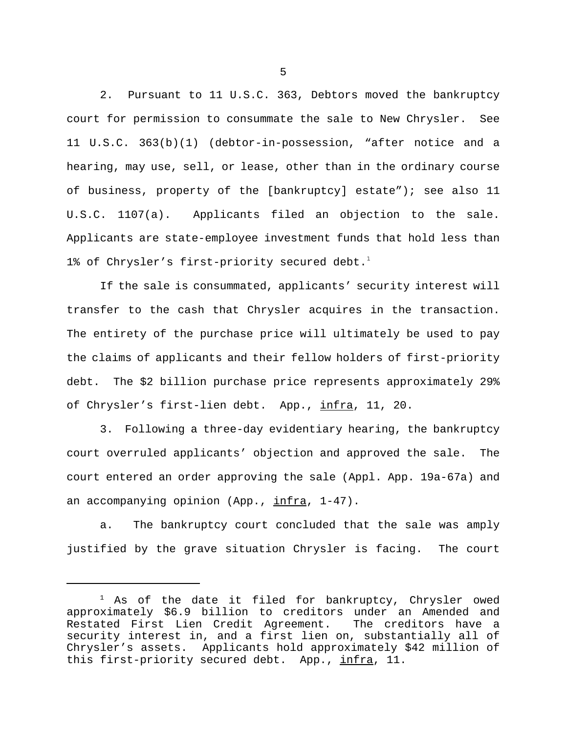2. Pursuant to 11 U.S.C. 363, Debtors moved the bankruptcy court for permission to consummate the sale to New Chrysler. See 11 U.S.C. 363(b)(1) (debtor-in-possession, "after notice and a hearing, may use, sell, or lease, other than in the ordinary course of business, property of the [bankruptcy] estate"); see also 11 U.S.C. 1107(a). Applicants filed an objection to the sale. Applicants are state-employee investment funds that hold less than 1% of Chrysler's first-priority secured debt.[1]

If the sale is consummated, applicants' security interest will transfer to the cash that Chrysler acquires in the transaction. The entirety of the purchase price will ultimately be used to pay the claims of applicants and their fellow holders of first-priority debt. The $2 billion purchase price represents approximately 29% of Chrysler's first-lien debt. App., infra, 11, 20.

3. Following a three-day evidentiary hearing, the bankruptcy court overruled applicants' objection and approved the sale. The court entered an order approving the sale (Appl. App. 19a-67a) and an accompanying opinion (App., infra, 1-47).

a. The bankruptcy court concluded that the sale was amply justified by the grave situation Chrysler is facing. The court

---

[1] As of the date it filed for bankruptcy, Chrysler owed approximately $6.9 billion to creditors under an Amended and Restated First Lien Credit Agreement. The creditors have a security interest in, and a first lien on, substantially all of Chrysler's assets. Applicants hold approximately $42 million of this first-priority secured debt. App., infra, 11.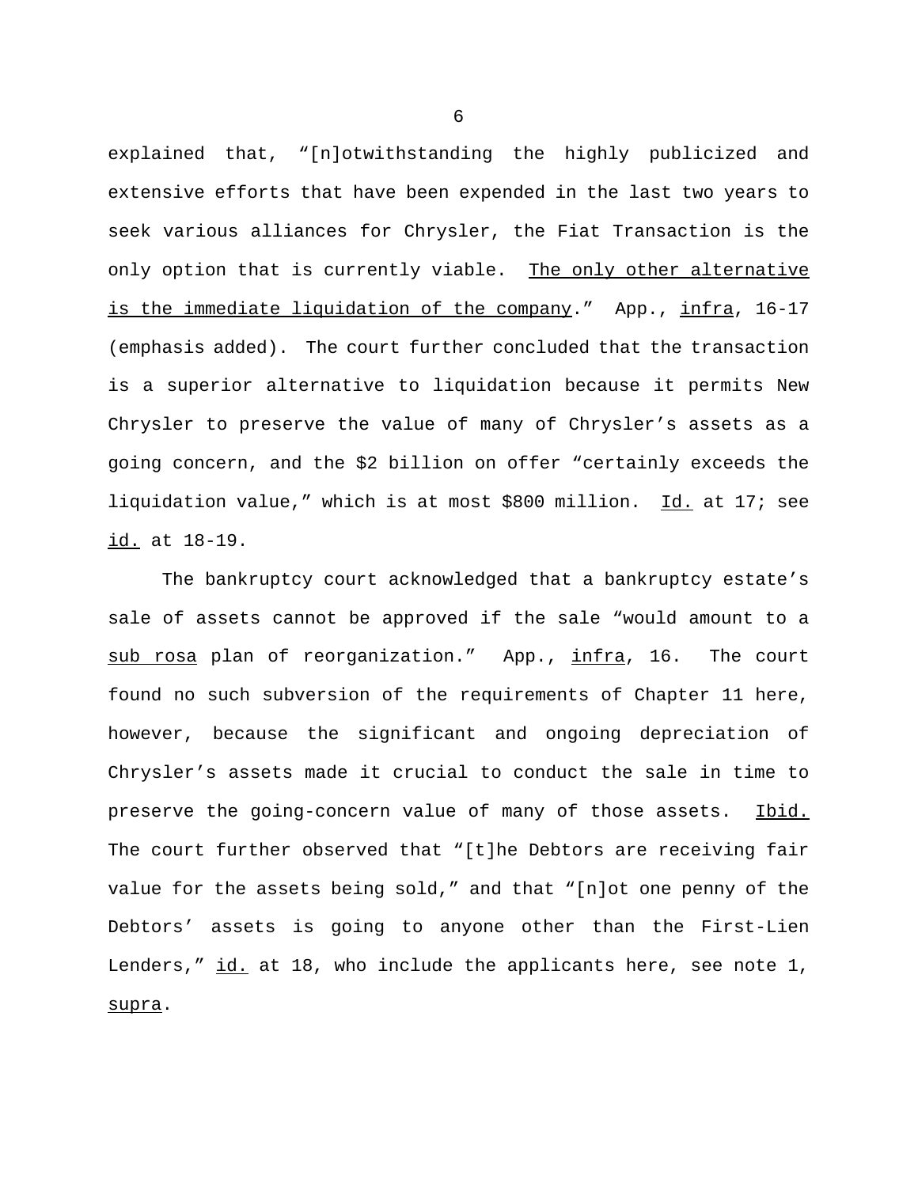explained that, "[n]otwithstanding the highly publicized and extensive efforts that have been expended in the last two years to seek various alliances for Chrysler, the Fiat Transaction is the only option that is currently viable. <u>The only other alternative is the immediate liquidation of the company</u>." App., <u>infra</u>, 16-17 (emphasis added). The court further concluded that the transaction is a superior alternative to liquidation because it permits New Chrysler to preserve the value of many of Chrysler's assets as a going concern, and the $2 billion on offer "certainly exceeds the liquidation value," which is at most $800 million. <u>Id.</u> at 17; see <u>id.</u> at 18-19.

The bankruptcy court acknowledged that a bankruptcy estate's sale of assets cannot be approved if the sale "would amount to a <u>sub rosa</u> plan of reorganization." App., <u>infra</u>, 16. The court found no such subversion of the requirements of Chapter 11 here, however, because the significant and ongoing depreciation of Chrysler's assets made it crucial to conduct the sale in time to preserve the going-concern value of many of those assets. <u>Ibid.</u> The court further observed that "[t]he Debtors are receiving fair value for the assets being sold," and that "[n]ot one penny of the Debtors' assets is going to anyone other than the First-Lien Lenders," <u>id.</u> at 18, who include the applicants here, see note 1, <u>supra</u>.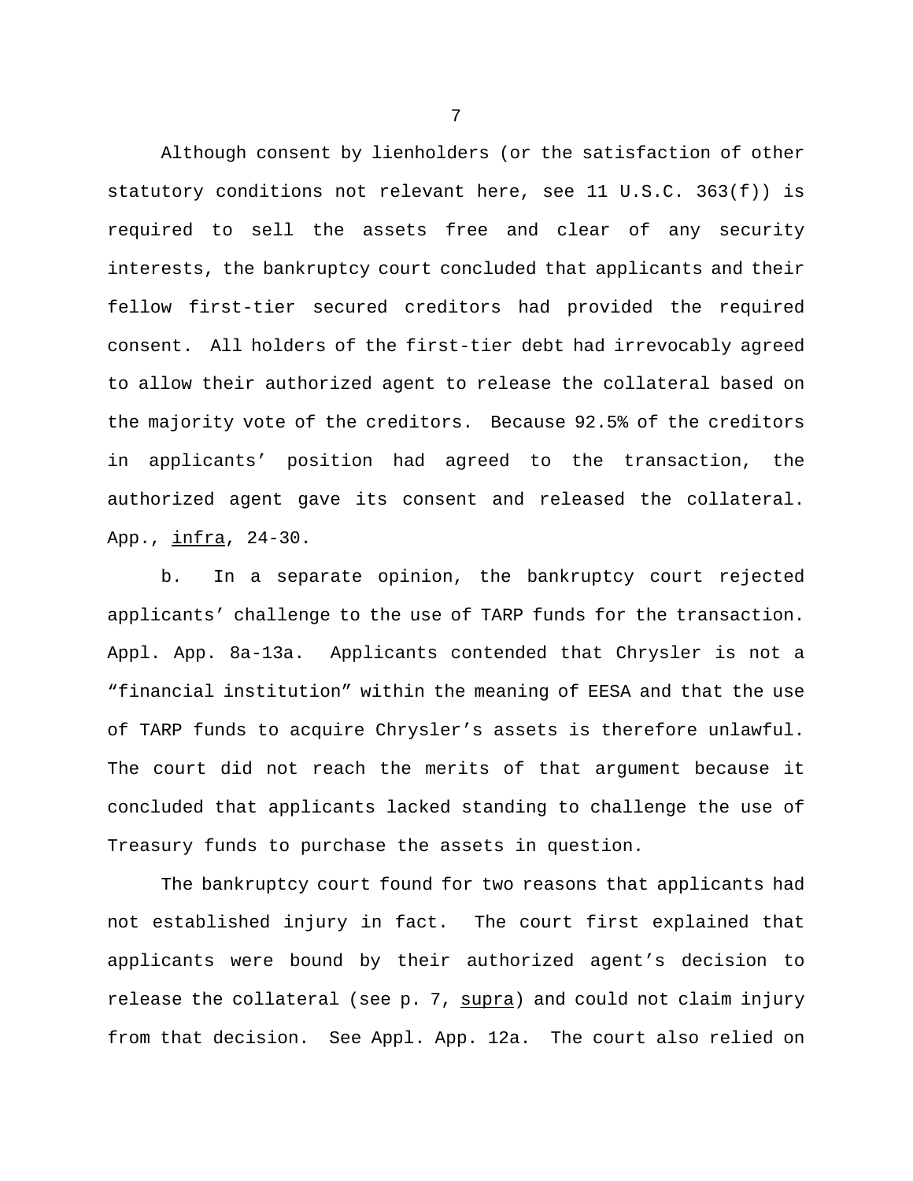Although consent by lienholders (or the satisfaction of other statutory conditions not relevant here, see 11 U.S.C. 363(f)) is required to sell the assets free and clear of any security interests, the bankruptcy court concluded that applicants and their fellow first-tier secured creditors had provided the required consent. All holders of the first-tier debt had irrevocably agreed to allow their authorized agent to release the collateral based on the majority vote of the creditors. Because 92.5% of the creditors in applicants' position had agreed to the transaction, the authorized agent gave its consent and released the collateral. App., infra, 24-30.

b. In a separate opinion, the bankruptcy court rejected applicants' challenge to the use of TARP funds for the transaction. Appl. App. 8a-13a. Applicants contended that Chrysler is not a "financial institution" within the meaning of EESA and that the use of TARP funds to acquire Chrysler's assets is therefore unlawful. The court did not reach the merits of that argument because it concluded that applicants lacked standing to challenge the use of Treasury funds to purchase the assets in question.

The bankruptcy court found for two reasons that applicants had not established injury in fact. The court first explained that applicants were bound by their authorized agent's decision to release the collateral (see p. 7, supra) and could not claim injury from that decision. See Appl. App. 12a. The court also relied on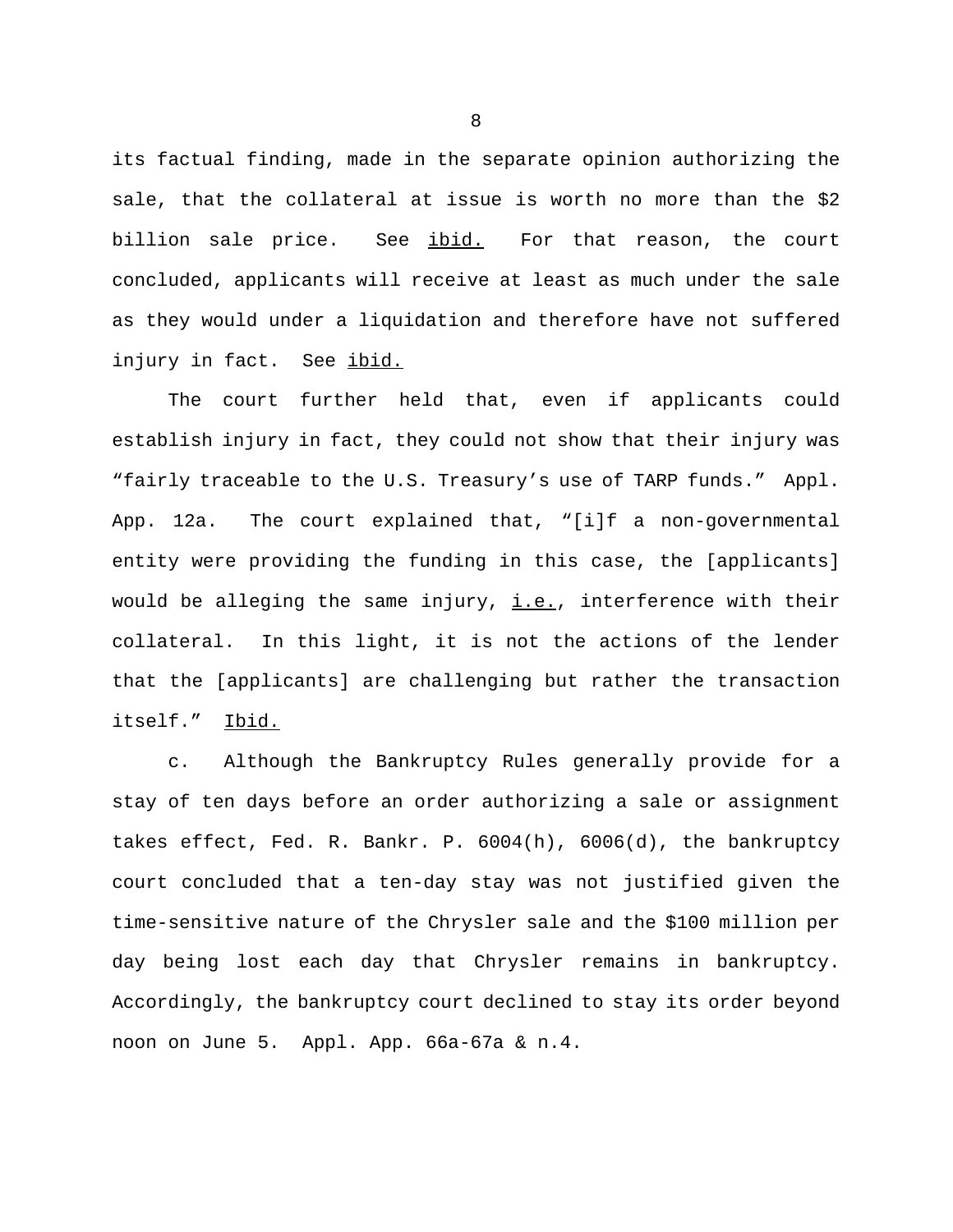its factual finding, made in the separate opinion authorizing the sale, that the collateral at issue is worth no more than the $2 billion sale price. See _ibid._ For that reason, the court concluded, applicants will receive at least as much under the sale as they would under a liquidation and therefore have not suffered injury in fact. See _ibid._

The court further held that, even if applicants could establish injury in fact, they could not show that their injury was "fairly traceable to the U.S. Treasury's use of TARP funds." Appl. App. 12a. The court explained that, "[i]f a non-governmental entity were providing the funding in this case, the [applicants] would be alleging the same injury, _i.e._, interference with their collateral. In this light, it is not the actions of the lender that the [applicants] are challenging but rather the transaction itself." _Ibid._

c. Although the Bankruptcy Rules generally provide for a stay of ten days before an order authorizing a sale or assignment takes effect, Fed. R. Bankr. P. 6004(h), 6006(d), the bankruptcy court concluded that a ten-day stay was not justified given the time-sensitive nature of the Chrysler sale and the $100 million per day being lost each day that Chrysler remains in bankruptcy. Accordingly, the bankruptcy court declined to stay its order beyond noon on June 5. Appl. App. 66a-67a & n.4.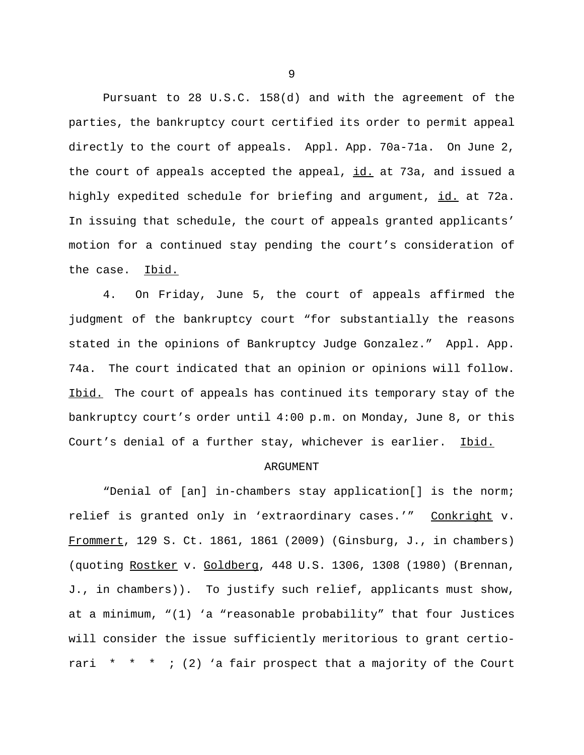Pursuant to 28 U.S.C. 158(d) and with the agreement of the parties, the bankruptcy court certified its order to permit appeal directly to the court of appeals. Appl. App. 70a-71a. On June 2, the court of appeals accepted the appeal, id. at 73a, and issued a highly expedited schedule for briefing and argument, id. at 72a. In issuing that schedule, the court of appeals granted applicants' motion for a continued stay pending the court's consideration of the case. Ibid.

4. On Friday, June 5, the court of appeals affirmed the judgment of the bankruptcy court "for substantially the reasons stated in the opinions of Bankruptcy Judge Gonzalez." Appl. App. 74a. The court indicated that an opinion or opinions will follow. Ibid. The court of appeals has continued its temporary stay of the bankruptcy court's order until 4:00 p.m. on Monday, June 8, or this Court's denial of a further stay, whichever is earlier. Ibid.

## ARGUMENT

"Denial of [an] in-chambers stay application[] is the norm; relief is granted only in 'extraordinary cases.'" Conkright v. Frommert, 129 S. Ct. 1861, 1861 (2009) (Ginsburg, J., in chambers) (quoting Rostker v. Goldberg, 448 U.S. 1306, 1308 (1980) (Brennan, J., in chambers)). To justify such relief, applicants must show, at a minimum, "(1) 'a "reasonable probability" that four Justices will consider the issue sufficiently meritorious to grant certiorari * * * ; (2) 'a fair prospect that a majority of the Court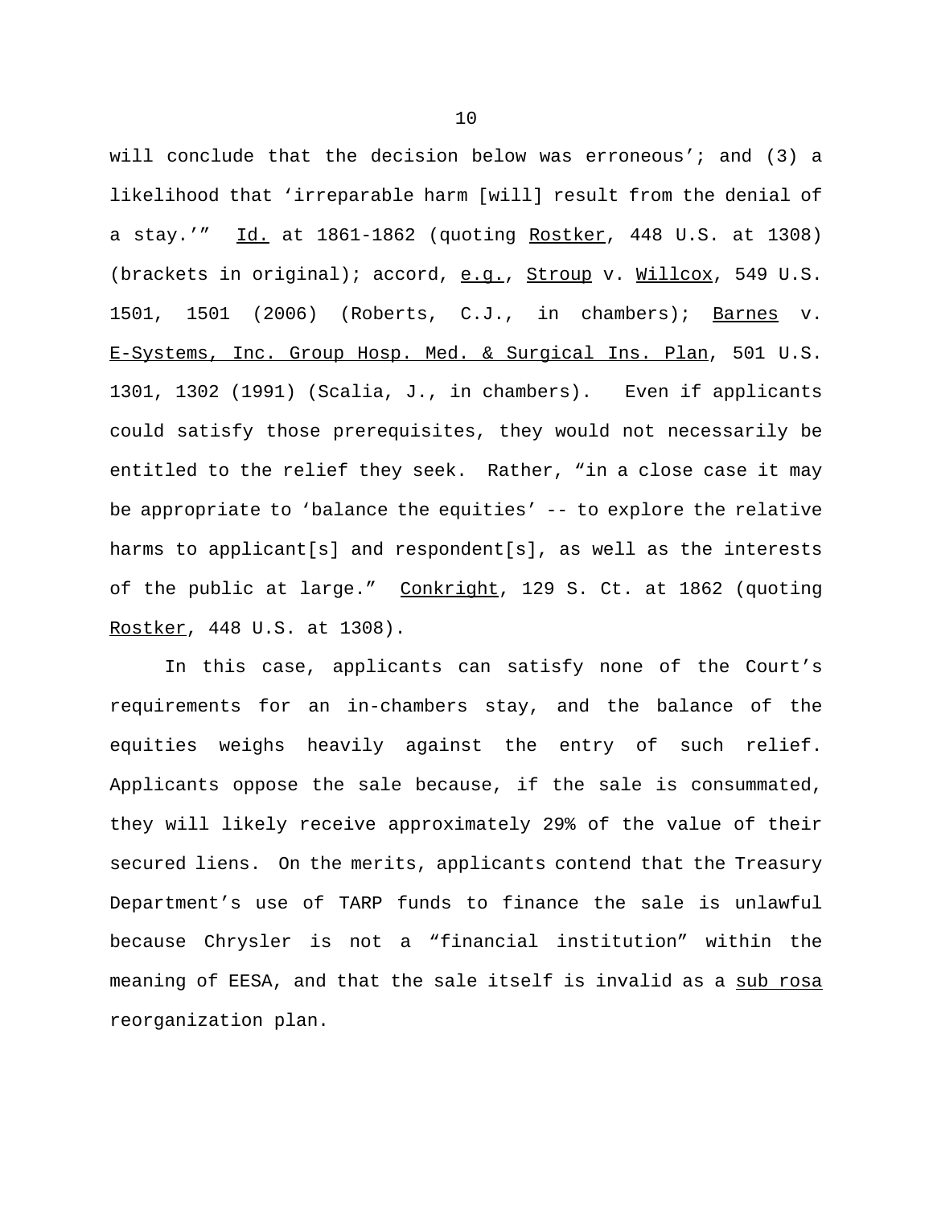will conclude that the decision below was erroneous'; and (3) a likelihood that 'irreparable harm [will] result from the denial of a stay.'" Id. at 1861-1862 (quoting Rostker, 448 U.S. at 1308) (brackets in original); accord, e.g., Stroup v. Willcox, 549 U.S. 1501, 1501 (2006) (Roberts, C.J., in chambers); Barnes v. E-Systems, Inc. Group Hosp. Med. & Surgical Ins. Plan, 501 U.S. 1301, 1302 (1991) (Scalia, J., in chambers). Even if applicants could satisfy those prerequisites, they would not necessarily be entitled to the relief they seek. Rather, "in a close case it may be appropriate to 'balance the equities' -- to explore the relative harms to applicant[s] and respondent[s], as well as the interests of the public at large." Conkright, 129 S. Ct. at 1862 (quoting Rostker, 448 U.S. at 1308).

In this case, applicants can satisfy none of the Court's requirements for an in-chambers stay, and the balance of the equities weighs heavily against the entry of such relief. Applicants oppose the sale because, if the sale is consummated, they will likely receive approximately 29% of the value of their secured liens. On the merits, applicants contend that the Treasury Department's use of TARP funds to finance the sale is unlawful because Chrysler is not a "financial institution" within the meaning of EESA, and that the sale itself is invalid as a sub rosa reorganization plan.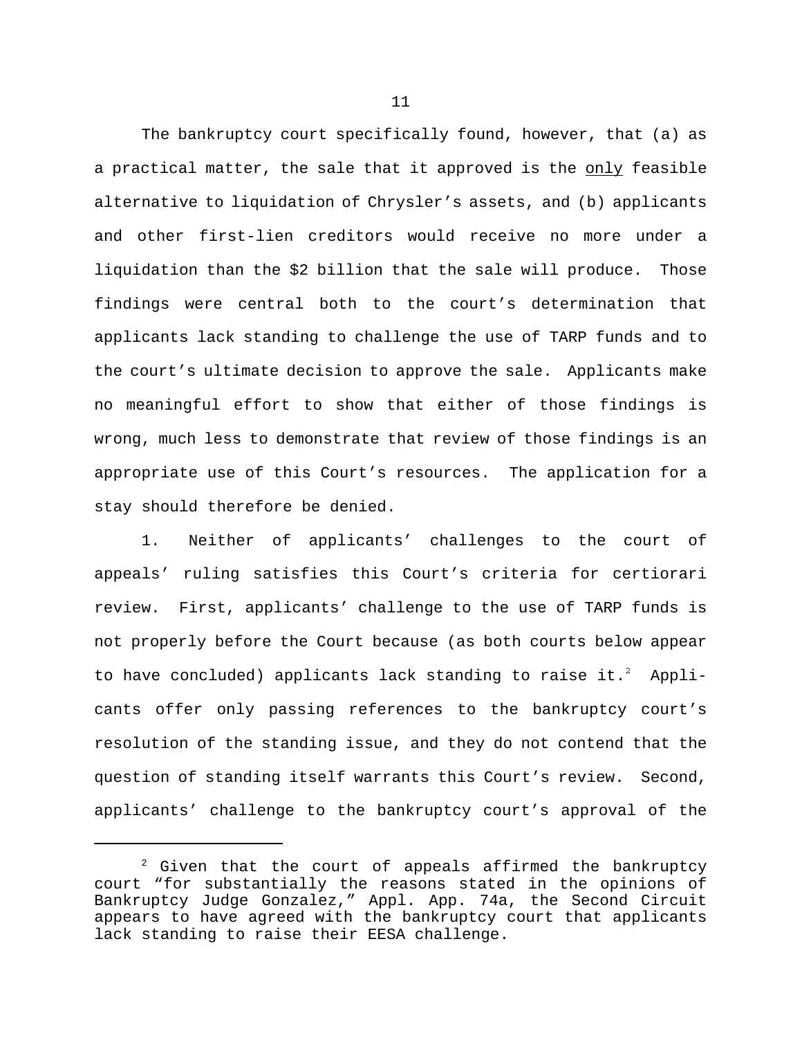The bankruptcy court specifically found, however, that (a) as a practical matter, the sale that it approved is the only feasible alternative to liquidation of Chrysler's assets, and (b) applicants and other first-lien creditors would receive no more under a liquidation than the $2 billion that the sale will produce. Those findings were central both to the court's determination that applicants lack standing to challenge the use of TARP funds and to the court's ultimate decision to approve the sale. Applicants make no meaningful effort to show that either of those findings is wrong, much less to demonstrate that review of those findings is an appropriate use of this Court's resources. The application for a stay should therefore be denied.

1. Neither of applicants' challenges to the court of appeals' ruling satisfies this Court's criteria for certiorari review. First, applicants' challenge to the use of TARP funds is not properly before the Court because (as both courts below appear to have concluded) applicants lack standing to raise it.[2] Applicants offer only passing references to the bankruptcy court's resolution of the standing issue, and they do not contend that the question of standing itself warrants this Court's review. Second, applicants' challenge to the bankruptcy court's approval of the

---

[2] Given that the court of appeals affirmed the bankruptcy court "for substantially the reasons stated in the opinions of Bankruptcy Judge Gonzalez," Appl. App. 74a, the Second Circuit appears to have agreed with the bankruptcy court that applicants lack standing to raise their EESA challenge.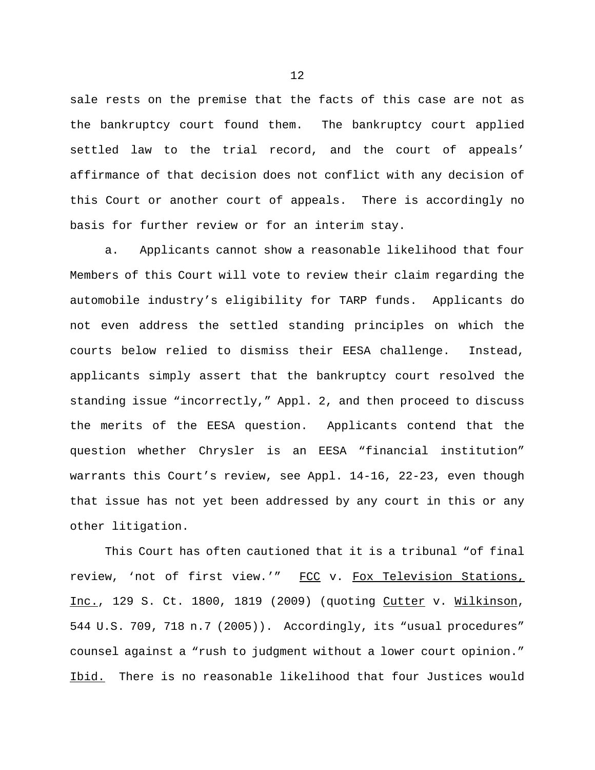sale rests on the premise that the facts of this case are not as the bankruptcy court found them. The bankruptcy court applied settled law to the trial record, and the court of appeals' affirmance of that decision does not conflict with any decision of this Court or another court of appeals. There is accordingly no basis for further review or for an interim stay.

a. Applicants cannot show a reasonable likelihood that four Members of this Court will vote to review their claim regarding the automobile industry's eligibility for TARP funds. Applicants do not even address the settled standing principles on which the courts below relied to dismiss their EESA challenge. Instead, applicants simply assert that the bankruptcy court resolved the standing issue "incorrectly," Appl. 2, and then proceed to discuss the merits of the EESA question. Applicants contend that the question whether Chrysler is an EESA "financial institution" warrants this Court's review, see Appl. 14-16, 22-23, even though that issue has not yet been addressed by any court in this or any other litigation.

This Court has often cautioned that it is a tribunal "of final review, 'not of first view.'" FCC v. Fox Television Stations, Inc., 129 S. Ct. 1800, 1819 (2009) (quoting Cutter v. Wilkinson, 544 U.S. 709, 718 n.7 (2005)). Accordingly, its "usual procedures" counsel against a "rush to judgment without a lower court opinion." Ibid. There is no reasonable likelihood that four Justices would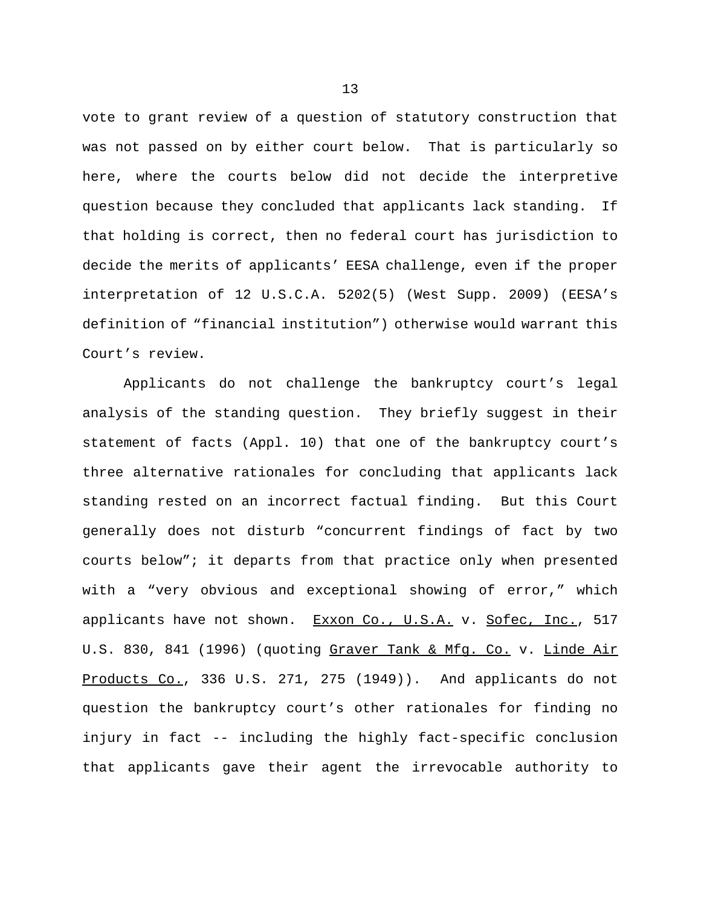vote to grant review of a question of statutory construction that was not passed on by either court below. That is particularly so here, where the courts below did not decide the interpretive question because they concluded that applicants lack standing. If that holding is correct, then no federal court has jurisdiction to decide the merits of applicants' EESA challenge, even if the proper interpretation of 12 U.S.C.A. 5202(5) (West Supp. 2009) (EESA's definition of "financial institution") otherwise would warrant this Court's review.

Applicants do not challenge the bankruptcy court's legal analysis of the standing question. They briefly suggest in their statement of facts (Appl. 10) that one of the bankruptcy court's three alternative rationales for concluding that applicants lack standing rested on an incorrect factual finding. But this Court generally does not disturb "concurrent findings of fact by two courts below"; it departs from that practice only when presented with a "very obvious and exceptional showing of error," which applicants have not shown. Exxon Co., U.S.A. v. Sofec, Inc., 517 U.S. 830, 841 (1996) (quoting Graver Tank & Mfg. Co. v. Linde Air Products Co., 336 U.S. 271, 275 (1949)). And applicants do not question the bankruptcy court's other rationales for finding no injury in fact -- including the highly fact-specific conclusion that applicants gave their agent the irrevocable authority to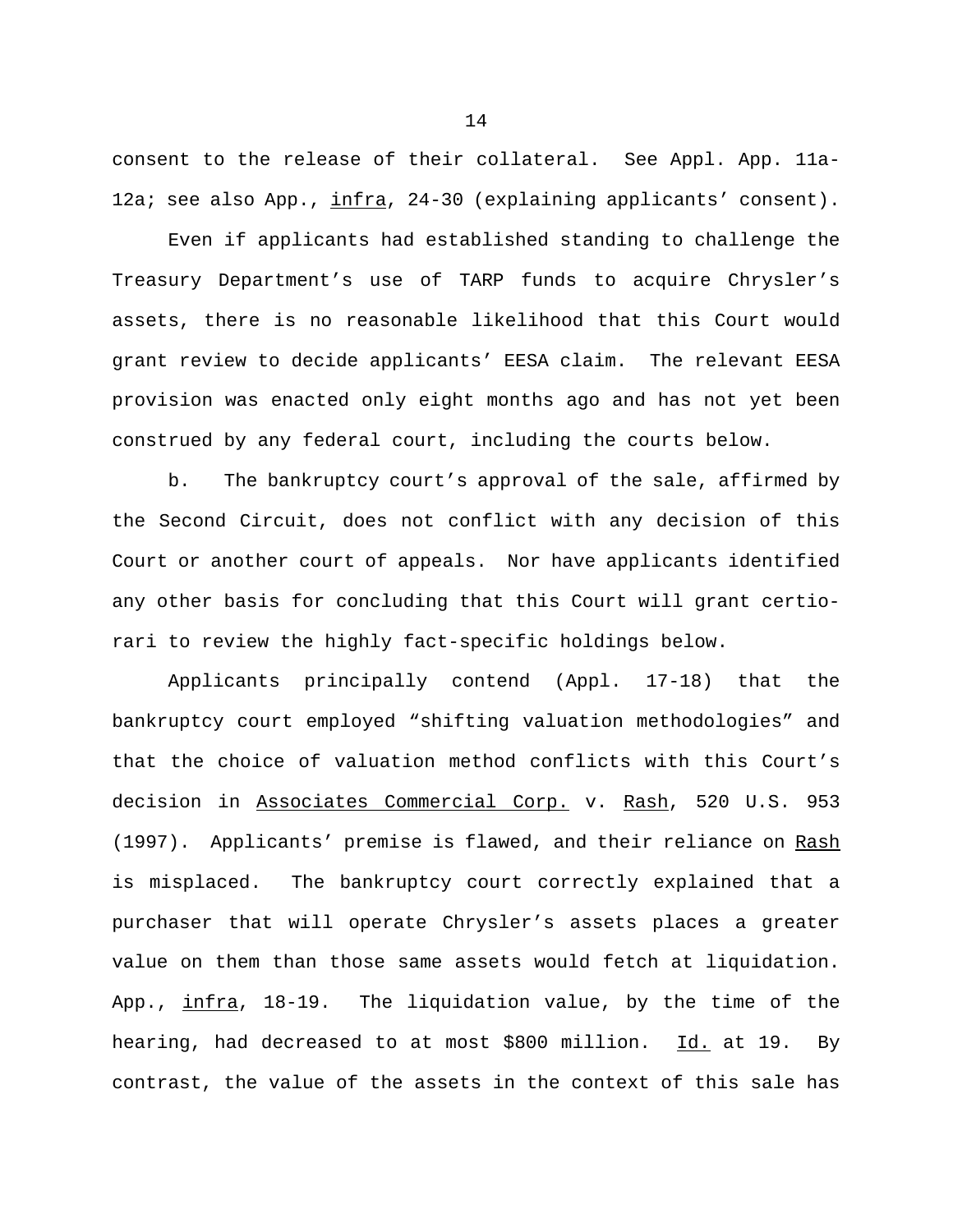consent to the release of their collateral. See Appl. App. 11a-12a; see also App., _infra_, 24-30 (explaining applicants' consent).

Even if applicants had established standing to challenge the Treasury Department's use of TARP funds to acquire Chrysler's assets, there is no reasonable likelihood that this Court would grant review to decide applicants' EESA claim. The relevant EESA provision was enacted only eight months ago and has not yet been construed by any federal court, including the courts below.

b. The bankruptcy court's approval of the sale, affirmed by the Second Circuit, does not conflict with any decision of this Court or another court of appeals. Nor have applicants identified any other basis for concluding that this Court will grant certiorari to review the highly fact-specific holdings below.

Applicants principally contend (Appl. 17-18) that the bankruptcy court employed "shifting valuation methodologies" and that the choice of valuation method conflicts with this Court's decision in _Associates Commercial Corp._ v. _Rash_, 520 U.S. 953 (1997). Applicants' premise is flawed, and their reliance on _Rash_ is misplaced. The bankruptcy court correctly explained that a purchaser that will operate Chrysler's assets places a greater value on them than those same assets would fetch at liquidation. App., _infra_, 18-19. The liquidation value, by the time of the hearing, had decreased to at most $800 million. _Id._ at 19. By contrast, the value of the assets in the context of this sale has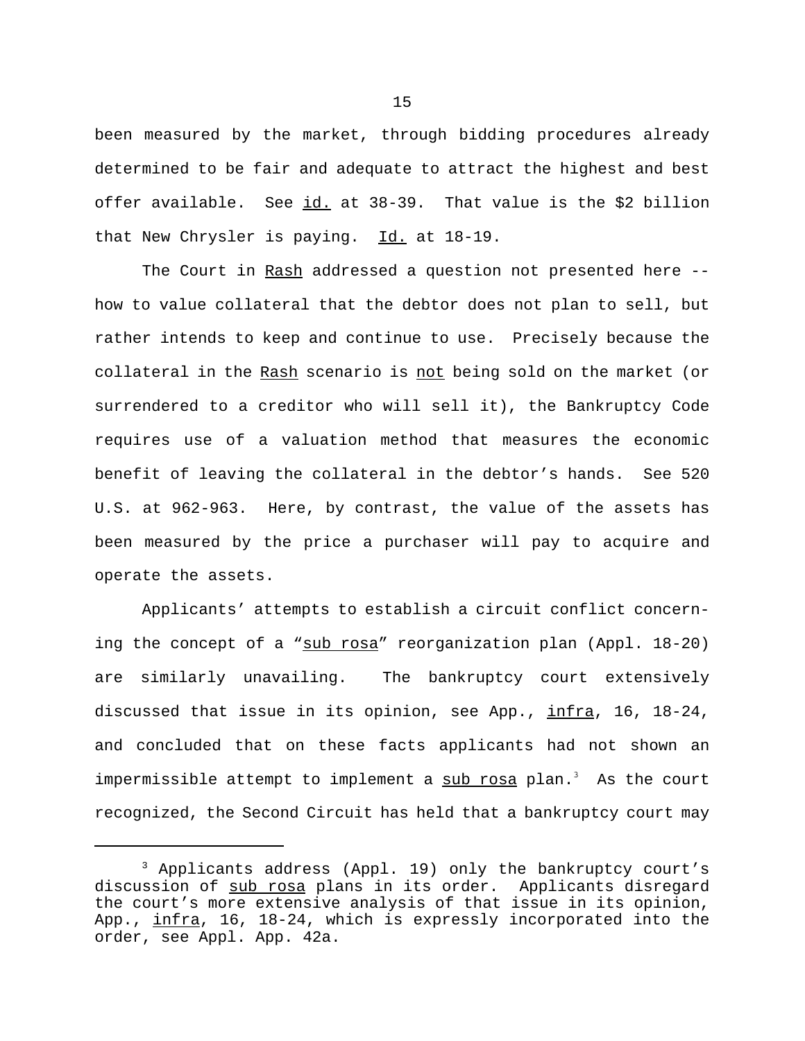been measured by the market, through bidding procedures already determined to be fair and adequate to attract the highest and best offer available. See id. at 38-39. That value is the $2 billion that New Chrysler is paying. Id. at 18-19.

The Court in Rash addressed a question not presented here -- how to value collateral that the debtor does not plan to sell, but rather intends to keep and continue to use. Precisely because the collateral in the Rash scenario is not being sold on the market (or surrendered to a creditor who will sell it), the Bankruptcy Code requires use of a valuation method that measures the economic benefit of leaving the collateral in the debtor's hands. See 520 U.S. at 962-963. Here, by contrast, the value of the assets has been measured by the price a purchaser will pay to acquire and operate the assets.

Applicants' attempts to establish a circuit conflict concerning the concept of a "sub rosa" reorganization plan (Appl. 18-20) are similarly unavailing. The bankruptcy court extensively discussed that issue in its opinion, see App., infra, 16, 18-24, and concluded that on these facts applicants had not shown an impermissible attempt to implement a sub rosa plan.[3] As the court recognized, the Second Circuit has held that a bankruptcy court may

[3] Applicants address (Appl. 19) only the bankruptcy court's discussion of sub rosa plans in its order. Applicants disregard the court's more extensive analysis of that issue in its opinion, App., infra, 16, 18-24, which is expressly incorporated into the order, see Appl. App. 42a.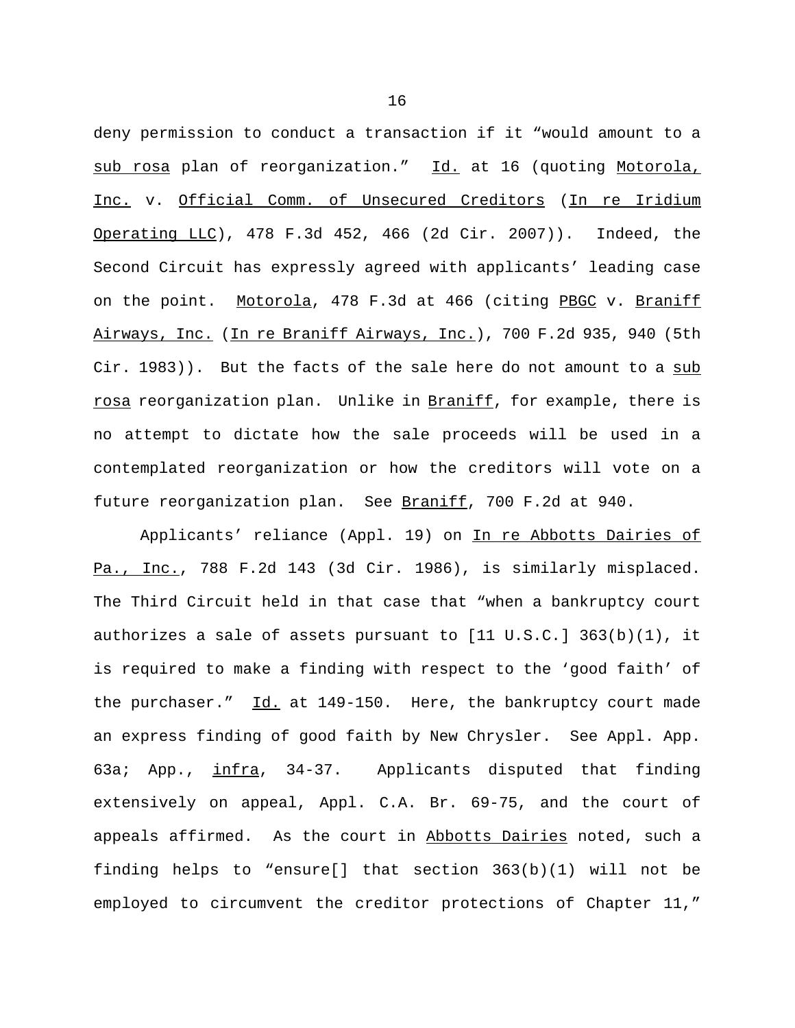deny permission to conduct a transaction if it "would amount to a sub rosa plan of reorganization." Id. at 16 (quoting Motorola, Inc. v. Official Comm. of Unsecured Creditors (In re Iridium Operating LLC), 478 F.3d 452, 466 (2d Cir. 2007)). Indeed, the Second Circuit has expressly agreed with applicants' leading case on the point. Motorola, 478 F.3d at 466 (citing PBGC v. Braniff Airways, Inc. (In re Braniff Airways, Inc.), 700 F.2d 935, 940 (5th Cir. 1983)). But the facts of the sale here do not amount to a sub rosa reorganization plan. Unlike in Braniff, for example, there is no attempt to dictate how the sale proceeds will be used in a contemplated reorganization or how the creditors will vote on a future reorganization plan. See Braniff, 700 F.2d at 940.

Applicants' reliance (Appl. 19) on In re Abbotts Dairies of Pa., Inc., 788 F.2d 143 (3d Cir. 1986), is similarly misplaced. The Third Circuit held in that case that "when a bankruptcy court authorizes a sale of assets pursuant to [11 U.S.C.] 363(b)(1), it is required to make a finding with respect to the 'good faith' of the purchaser." Id. at 149-150. Here, the bankruptcy court made an express finding of good faith by New Chrysler. See Appl. App. 63a; App., infra, 34-37. Applicants disputed that finding extensively on appeal, Appl. C.A. Br. 69-75, and the court of appeals affirmed. As the court in Abbotts Dairies noted, such a finding helps to "ensure[] that section 363(b)(1) will not be employed to circumvent the creditor protections of Chapter 11,"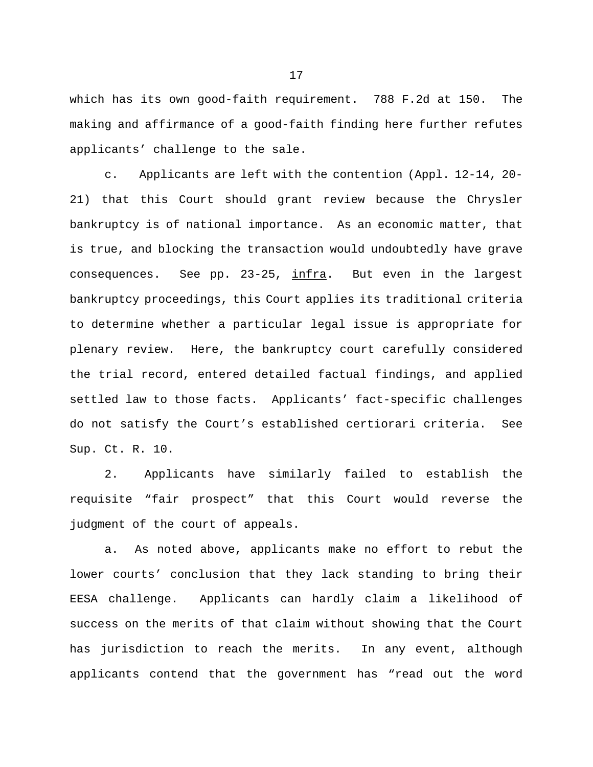which has its own good-faith requirement. 788 F.2d at 150. The making and affirmance of a good-faith finding here further refutes applicants' challenge to the sale.

c. Applicants are left with the contention (Appl. 12-14, 20-21) that this Court should grant review because the Chrysler bankruptcy is of national importance. As an economic matter, that is true, and blocking the transaction would undoubtedly have grave consequences. See pp. 23-25, infra. But even in the largest bankruptcy proceedings, this Court applies its traditional criteria to determine whether a particular legal issue is appropriate for plenary review. Here, the bankruptcy court carefully considered the trial record, entered detailed factual findings, and applied settled law to those facts. Applicants' fact-specific challenges do not satisfy the Court's established certiorari criteria. See Sup. Ct. R. 10.

2. Applicants have similarly failed to establish the requisite "fair prospect" that this Court would reverse the judgment of the court of appeals.

a. As noted above, applicants make no effort to rebut the lower courts' conclusion that they lack standing to bring their EESA challenge. Applicants can hardly claim a likelihood of success on the merits of that claim without showing that the Court has jurisdiction to reach the merits. In any event, although applicants contend that the government has "read out the word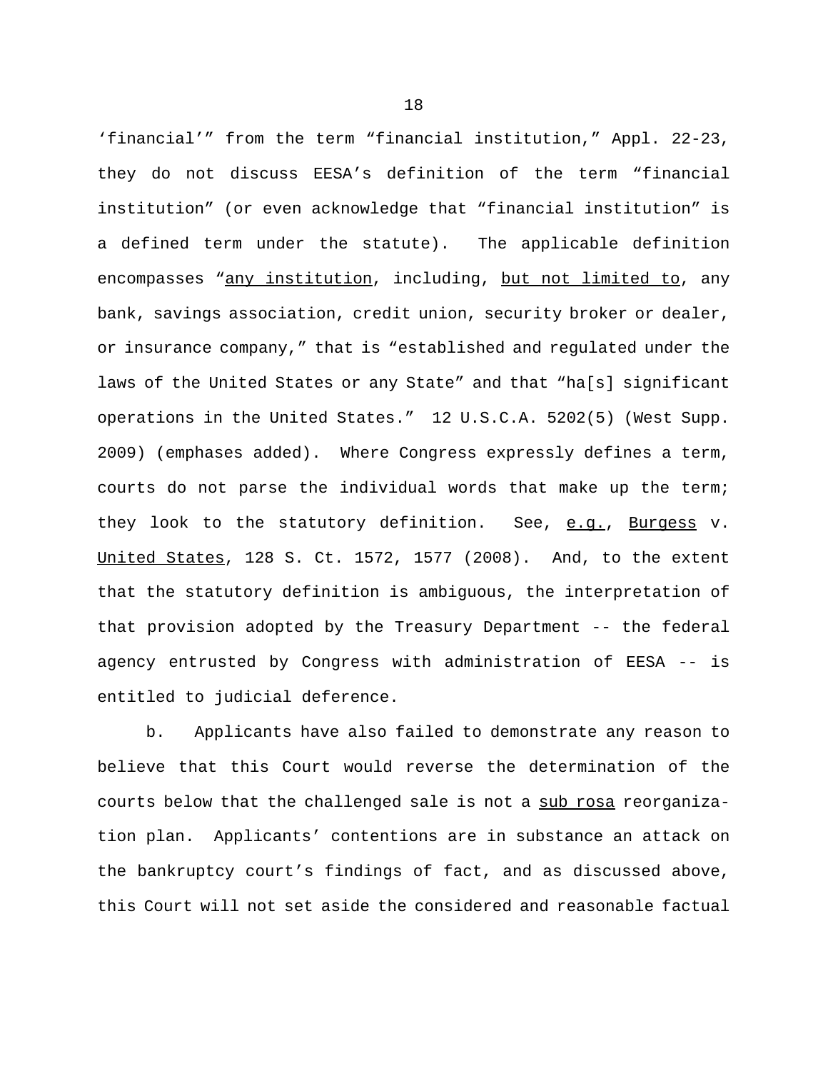'financial'" from the term "financial institution," Appl. 22-23, they do not discuss EESA's definition of the term "financial institution" (or even acknowledge that "financial institution" is a defined term under the statute). The applicable definition encompasses "<u>any institution</u>, including, <u>but not limited to</u>, any bank, savings association, credit union, security broker or dealer, or insurance company," that is "established and regulated under the laws of the United States or any State" and that "ha[s] significant operations in the United States." 12 U.S.C.A. 5202(5) (West Supp. 2009) (emphases added). Where Congress expressly defines a term, courts do not parse the individual words that make up the term; they look to the statutory definition. See, <u>e.g.</u>, <u>Burgess</u> v. <u>United States</u>, 128 S. Ct. 1572, 1577 (2008). And, to the extent that the statutory definition is ambiguous, the interpretation of that provision adopted by the Treasury Department -- the federal agency entrusted by Congress with administration of EESA -- is entitled to judicial deference.

b. Applicants have also failed to demonstrate any reason to believe that this Court would reverse the determination of the courts below that the challenged sale is not a <u>sub rosa</u> reorganization plan. Applicants' contentions are in substance an attack on the bankruptcy court's findings of fact, and as discussed above, this Court will not set aside the considered and reasonable factual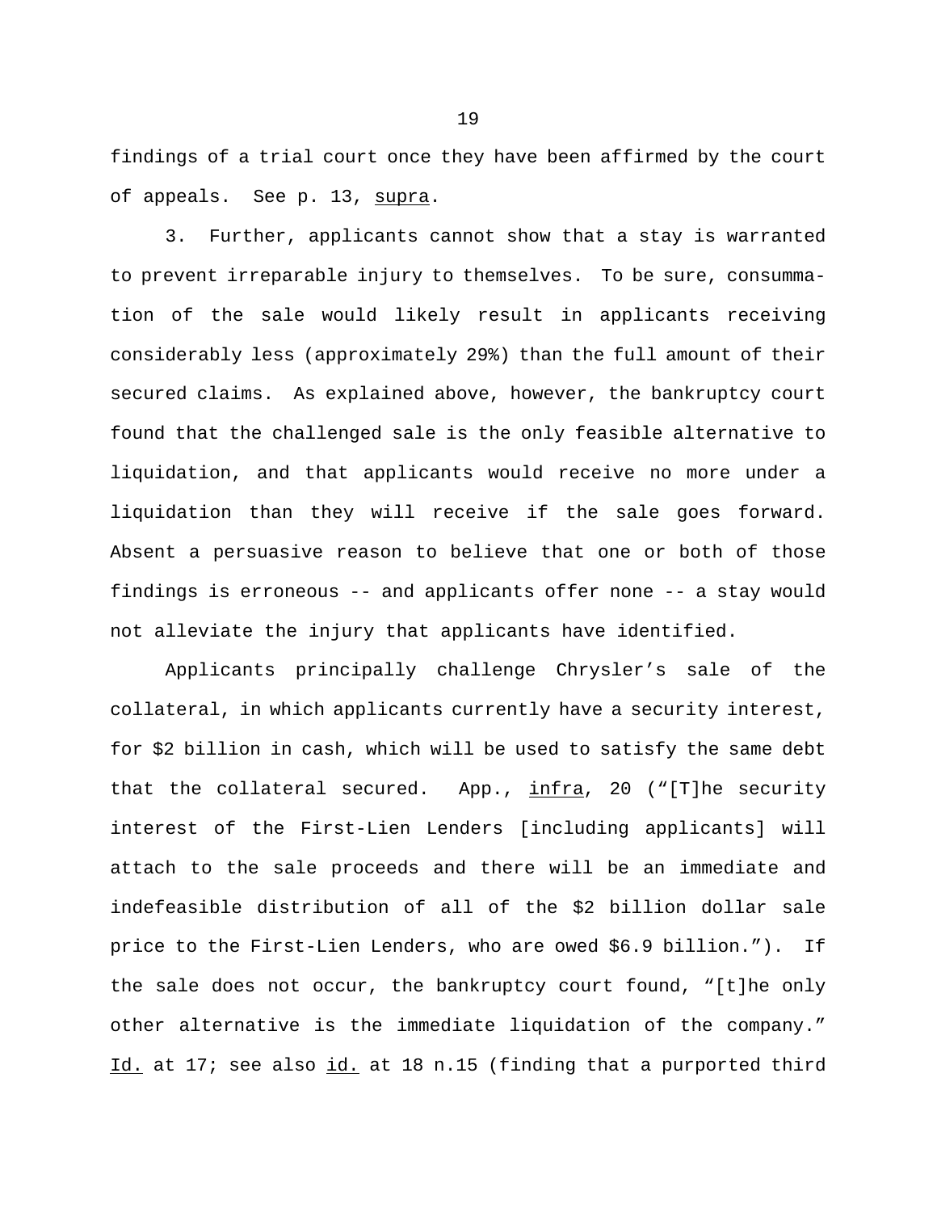findings of a trial court once they have been affirmed by the court of appeals. See p. 13, supra.

3. Further, applicants cannot show that a stay is warranted to prevent irreparable injury to themselves. To be sure, consummation of the sale would likely result in applicants receiving considerably less (approximately 29%) than the full amount of their secured claims. As explained above, however, the bankruptcy court found that the challenged sale is the only feasible alternative to liquidation, and that applicants would receive no more under a liquidation than they will receive if the sale goes forward. Absent a persuasive reason to believe that one or both of those findings is erroneous -- and applicants offer none -- a stay would not alleviate the injury that applicants have identified.

Applicants principally challenge Chrysler's sale of the collateral, in which applicants currently have a security interest, for $2 billion in cash, which will be used to satisfy the same debt that the collateral secured. App., infra, 20 ("[T]he security interest of the First-Lien Lenders [including applicants] will attach to the sale proceeds and there will be an immediate and indefeasible distribution of all of the $2 billion dollar sale price to the First-Lien Lenders, who are owed $6.9 billion."). If the sale does not occur, the bankruptcy court found, "[t]he only other alternative is the immediate liquidation of the company." Id. at 17; see also id. at 18 n.15 (finding that a purported third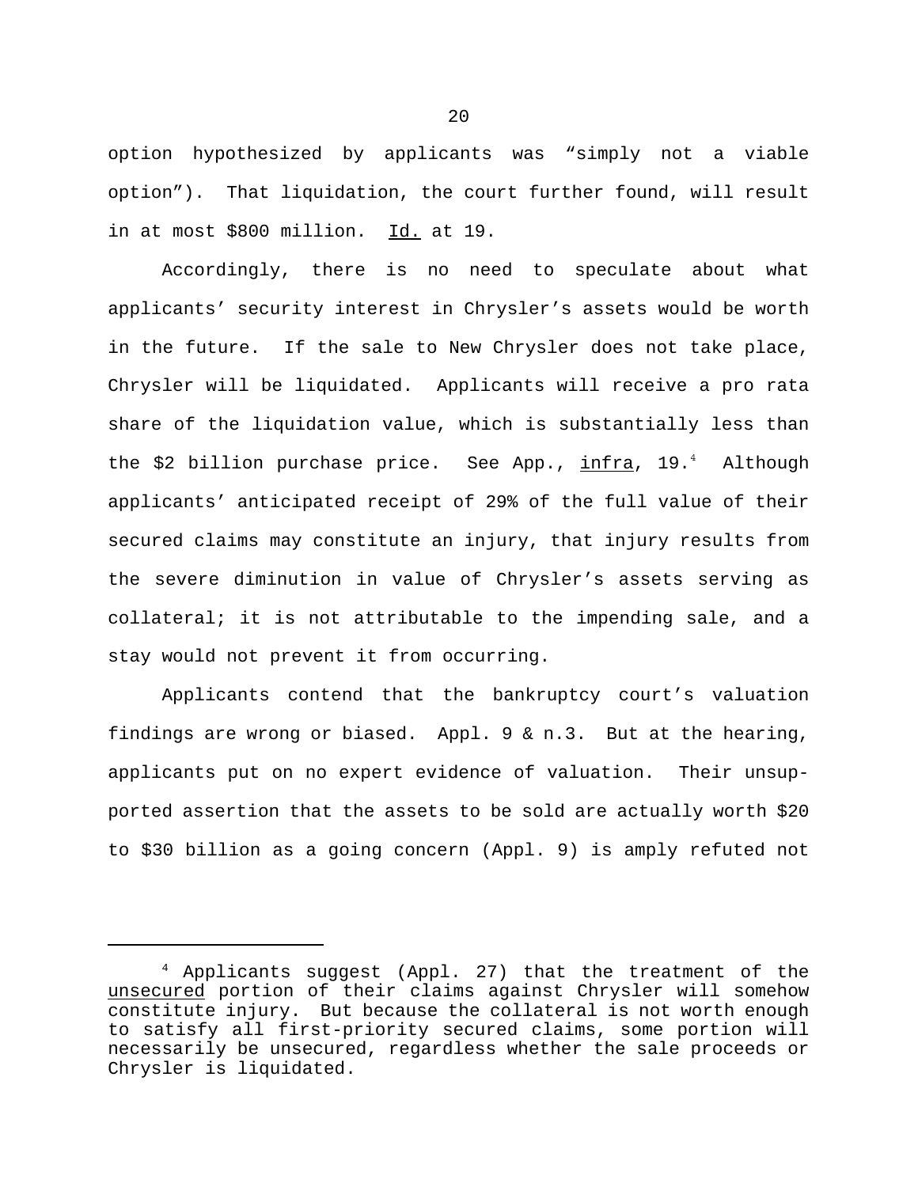option hypothesized by applicants was “simply not a viable option”). That liquidation, the court further found, will result in at most $800 million. Id. at 19.

Accordingly, there is no need to speculate about what applicants’ security interest in Chrysler’s assets would be worth in the future. If the sale to New Chrysler does not take place, Chrysler will be liquidated. Applicants will receive a pro rata share of the liquidation value, which is substantially less than the $2 billion purchase price. See App., infra, 19.[4] Although applicants’ anticipated receipt of 29% of the full value of their secured claims may constitute an injury, that injury results from the severe diminution in value of Chrysler’s assets serving as collateral; it is not attributable to the impending sale, and a stay would not prevent it from occurring.

Applicants contend that the bankruptcy court’s valuation findings are wrong or biased. Appl. 9 & n.3. But at the hearing, applicants put on no expert evidence of valuation. Their unsupported assertion that the assets to be sold are actually worth $20 to $30 billion as a going concern (Appl. 9) is amply refuted not

---

[4] Applicants suggest (Appl. 27) that the treatment of the unsecured portion of their claims against Chrysler will somehow constitute injury. But because the collateral is not worth enough to satisfy all first-priority secured claims, some portion will necessarily be unsecured, regardless whether the sale proceeds or Chrysler is liquidated.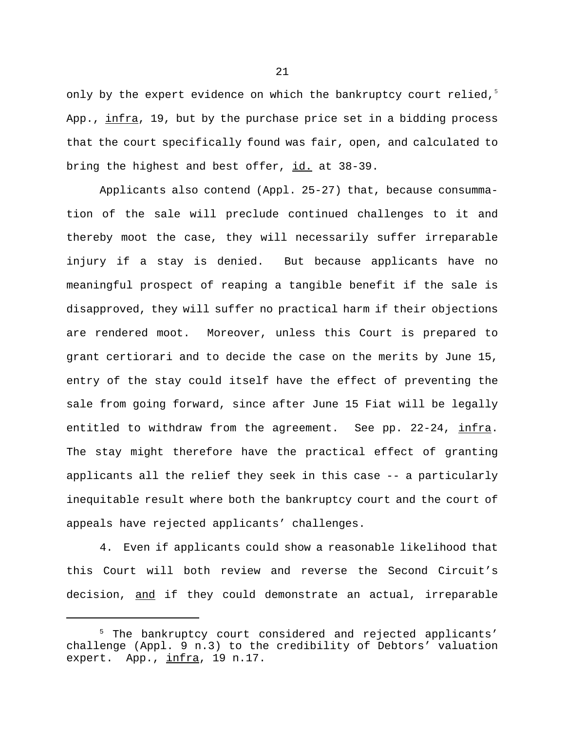only by the expert evidence on which the bankruptcy court relied,[5] App., infra, 19, but by the purchase price set in a bidding process that the court specifically found was fair, open, and calculated to bring the highest and best offer, id. at 38-39.

Applicants also contend (Appl. 25-27) that, because consummation of the sale will preclude continued challenges to it and thereby moot the case, they will necessarily suffer irreparable injury if a stay is denied. But because applicants have no meaningful prospect of reaping a tangible benefit if the sale is disapproved, they will suffer no practical harm if their objections are rendered moot. Moreover, unless this Court is prepared to grant certiorari and to decide the case on the merits by June 15, entry of the stay could itself have the effect of preventing the sale from going forward, since after June 15 Fiat will be legally entitled to withdraw from the agreement. See pp. 22-24, infra. The stay might therefore have the practical effect of granting applicants all the relief they seek in this case -- a particularly inequitable result where both the bankruptcy court and the court of appeals have rejected applicants' challenges.

4. Even if applicants could show a reasonable likelihood that this Court will both review and reverse the Second Circuit's decision, and if they could demonstrate an actual, irreparable

[5] The bankruptcy court considered and rejected applicants' challenge (Appl. 9 n.3) to the credibility of Debtors' valuation expert. App., infra, 19 n.17.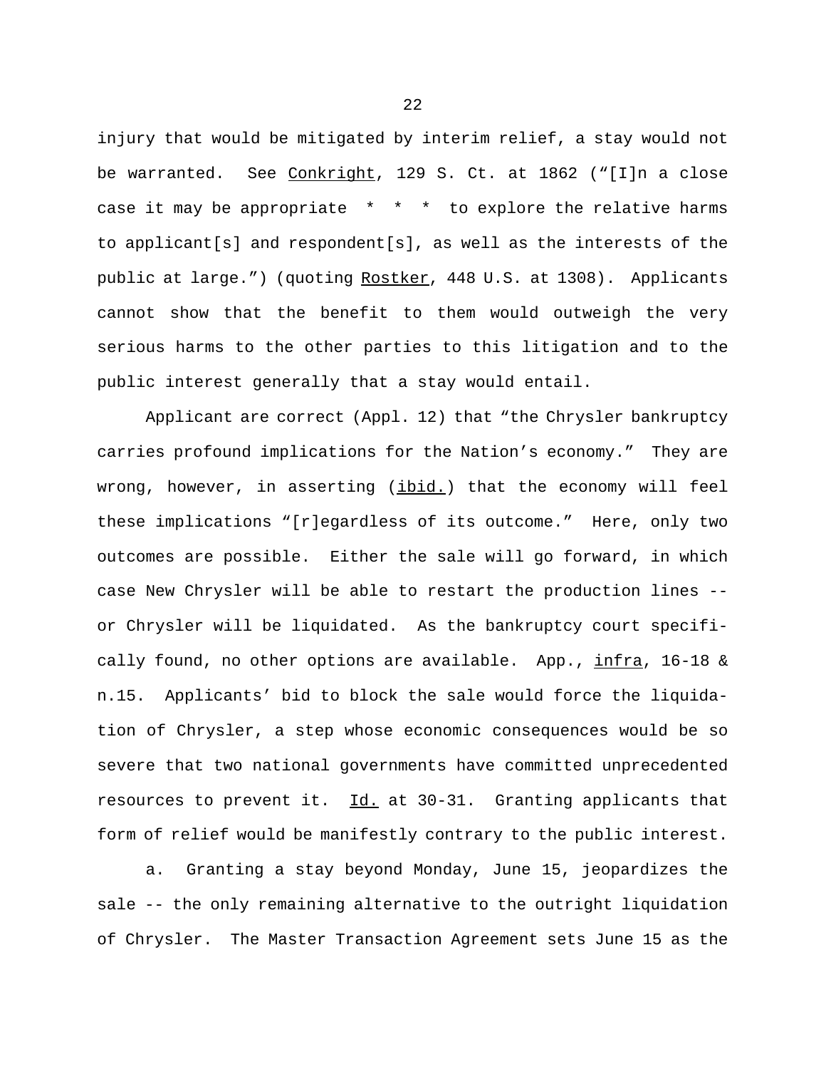injury that would be mitigated by interim relief, a stay would not be warranted. See Conkright, 129 S. Ct. at 1862 ("[I]n a close case it may be appropriate * * * to explore the relative harms to applicant[s] and respondent[s], as well as the interests of the public at large.") (quoting Rostker, 448 U.S. at 1308). Applicants cannot show that the benefit to them would outweigh the very serious harms to the other parties to this litigation and to the public interest generally that a stay would entail.

Applicant are correct (Appl. 12) that "the Chrysler bankruptcy carries profound implications for the Nation's economy." They are wrong, however, in asserting (ibid.) that the economy will feel these implications "[r]egardless of its outcome." Here, only two outcomes are possible. Either the sale will go forward, in which case New Chrysler will be able to restart the production lines -- or Chrysler will be liquidated. As the bankruptcy court specifically found, no other options are available. App., infra, 16-18 & n.15. Applicants' bid to block the sale would force the liquidation of Chrysler, a step whose economic consequences would be so severe that two national governments have committed unprecedented resources to prevent it. Id. at 30-31. Granting applicants that form of relief would be manifestly contrary to the public interest.

a. Granting a stay beyond Monday, June 15, jeopardizes the sale -- the only remaining alternative to the outright liquidation of Chrysler. The Master Transaction Agreement sets June 15 as the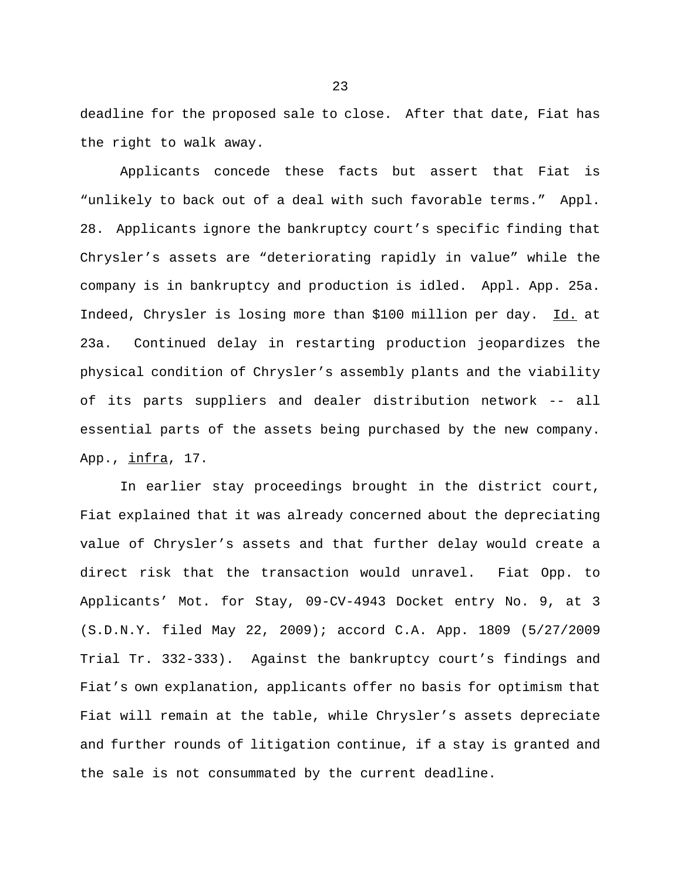deadline for the proposed sale to close. After that date, Fiat has the right to walk away.

Applicants concede these facts but assert that Fiat is "unlikely to back out of a deal with such favorable terms." Appl. 28. Applicants ignore the bankruptcy court's specific finding that Chrysler's assets are "deteriorating rapidly in value" while the company is in bankruptcy and production is idled. Appl. App. 25a. Indeed, Chrysler is losing more than $100 million per day. Id. at 23a. Continued delay in restarting production jeopardizes the physical condition of Chrysler's assembly plants and the viability of its parts suppliers and dealer distribution network -- all essential parts of the assets being purchased by the new company. App., *infra*, 17.

In earlier stay proceedings brought in the district court, Fiat explained that it was already concerned about the depreciating value of Chrysler's assets and that further delay would create a direct risk that the transaction would unravel. Fiat Opp. to Applicants' Mot. for Stay, 09-CV-4943 Docket entry No. 9, at 3 (S.D.N.Y. filed May 22, 2009); accord C.A. App. 1809 (5/27/2009 Trial Tr. 332-333). Against the bankruptcy court's findings and Fiat's own explanation, applicants offer no basis for optimism that Fiat will remain at the table, while Chrysler's assets depreciate and further rounds of litigation continue, if a stay is granted and the sale is not consummated by the current deadline.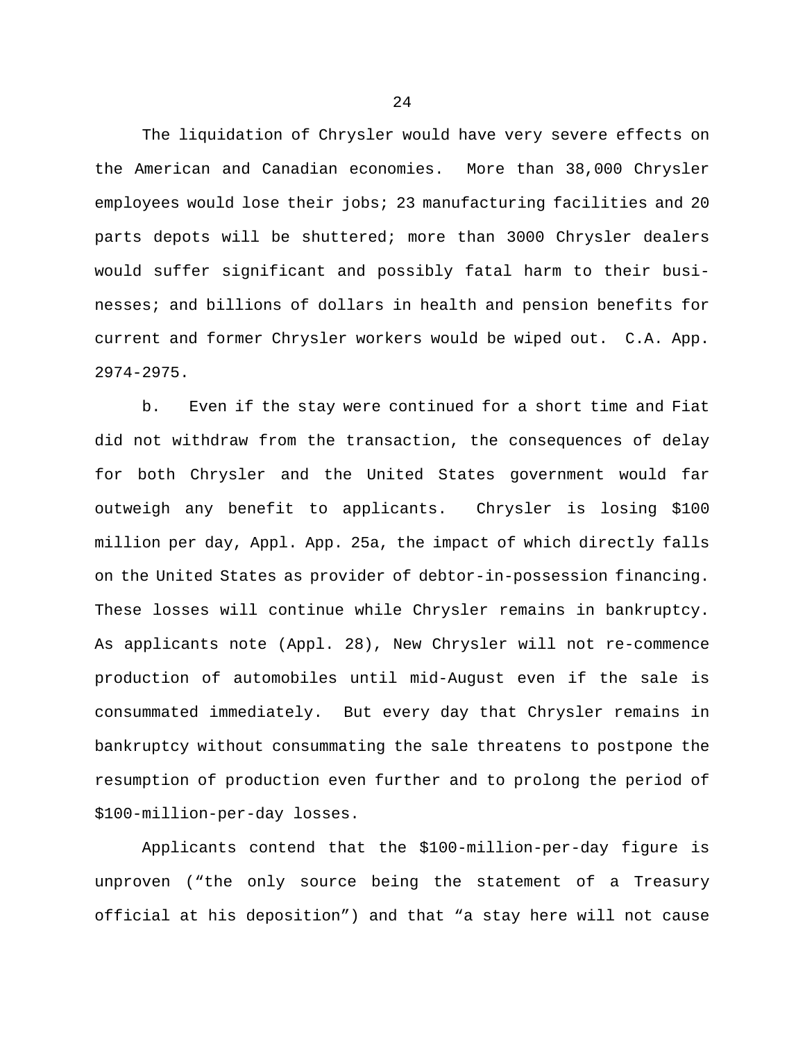The liquidation of Chrysler would have very severe effects on the American and Canadian economies. More than 38,000 Chrysler employees would lose their jobs; 23 manufacturing facilities and 20 parts depots will be shuttered; more than 3000 Chrysler dealers would suffer significant and possibly fatal harm to their businesses; and billions of dollars in health and pension benefits for current and former Chrysler workers would be wiped out. C.A. App. 2974-2975.

b. Even if the stay were continued for a short time and Fiat did not withdraw from the transaction, the consequences of delay for both Chrysler and the United States government would far outweigh any benefit to applicants. Chrysler is losing $100 million per day, Appl. App. 25a, the impact of which directly falls on the United States as provider of debtor-in-possession financing. These losses will continue while Chrysler remains in bankruptcy. As applicants note (Appl. 28), New Chrysler will not re-commence production of automobiles until mid-August even if the sale is consummated immediately. But every day that Chrysler remains in bankruptcy without consummating the sale threatens to postpone the resumption of production even further and to prolong the period of $100-million-per-day losses.

Applicants contend that the $100-million-per-day figure is unproven ("the only source being the statement of a Treasury official at his deposition") and that "a stay here will not cause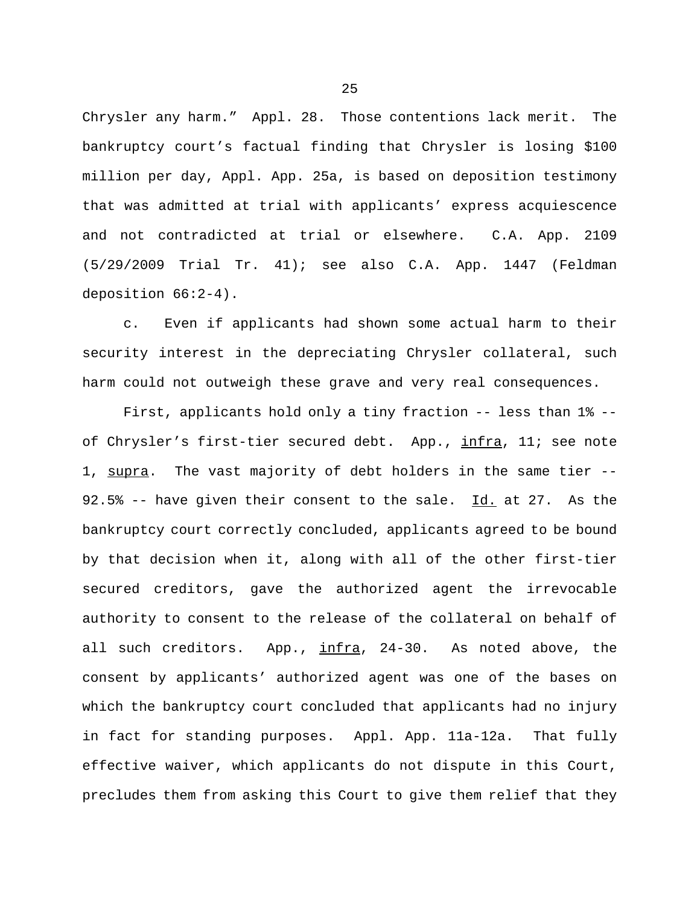Chrysler any harm." Appl. 28. Those contentions lack merit. The bankruptcy court's factual finding that Chrysler is losing $100 million per day, Appl. App. 25a, is based on deposition testimony that was admitted at trial with applicants' express acquiescence and not contradicted at trial or elsewhere. C.A. App. 2109 (5/29/2009 Trial Tr. 41); see also C.A. App. 1447 (Feldman deposition 66:2-4).

c. Even if applicants had shown some actual harm to their security interest in the depreciating Chrysler collateral, such harm could not outweigh these grave and very real consequences.

First, applicants hold only a tiny fraction -- less than 1% -- of Chrysler's first-tier secured debt. App., infra, 11; see note 1, supra. The vast majority of debt holders in the same tier -- 92.5% -- have given their consent to the sale. Id. at 27. As the bankruptcy court correctly concluded, applicants agreed to be bound by that decision when it, along with all of the other first-tier secured creditors, gave the authorized agent the irrevocable authority to consent to the release of the collateral on behalf of all such creditors. App., infra, 24-30. As noted above, the consent by applicants' authorized agent was one of the bases on which the bankruptcy court concluded that applicants had no injury in fact for standing purposes. Appl. App. 11a-12a. That fully effective waiver, which applicants do not dispute in this Court, precludes them from asking this Court to give them relief that they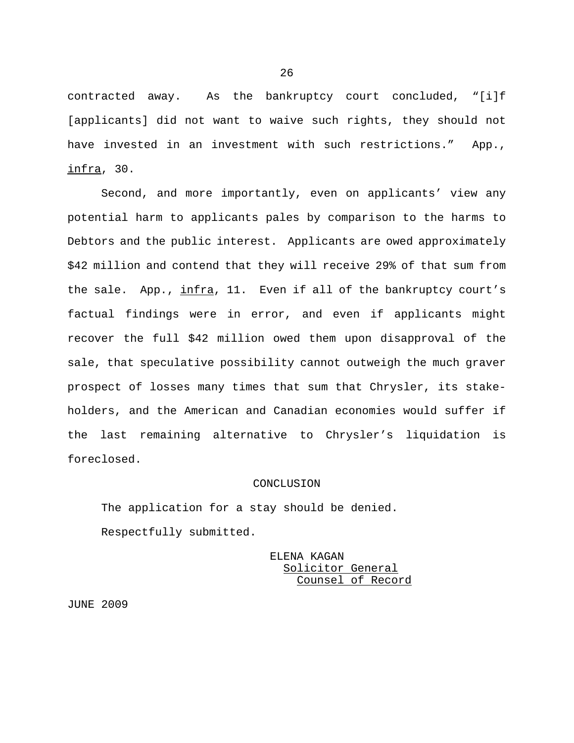contracted away. As the bankruptcy court concluded, "[i]f [applicants] did not want to waive such rights, they should not have invested in an investment with such restrictions." App., infra, 30.

Second, and more importantly, even on applicants' view any potential harm to applicants pales by comparison to the harms to Debtors and the public interest. Applicants are owed approximately $42 million and contend that they will receive 29% of that sum from the sale. App., infra, 11. Even if all of the bankruptcy court's factual findings were in error, and even if applicants might recover the full $42 million owed them upon disapproval of the sale, that speculative possibility cannot outweigh the much graver prospect of losses many times that sum that Chrysler, its stakeholders, and the American and Canadian economies would suffer if the last remaining alternative to Chrysler's liquidation is foreclosed.

## CONCLUSION

The application for a stay should be denied.

Respectfully submitted.

ELENA KAGAN
Solicitor General
Counsel of Record

JUNE 2009